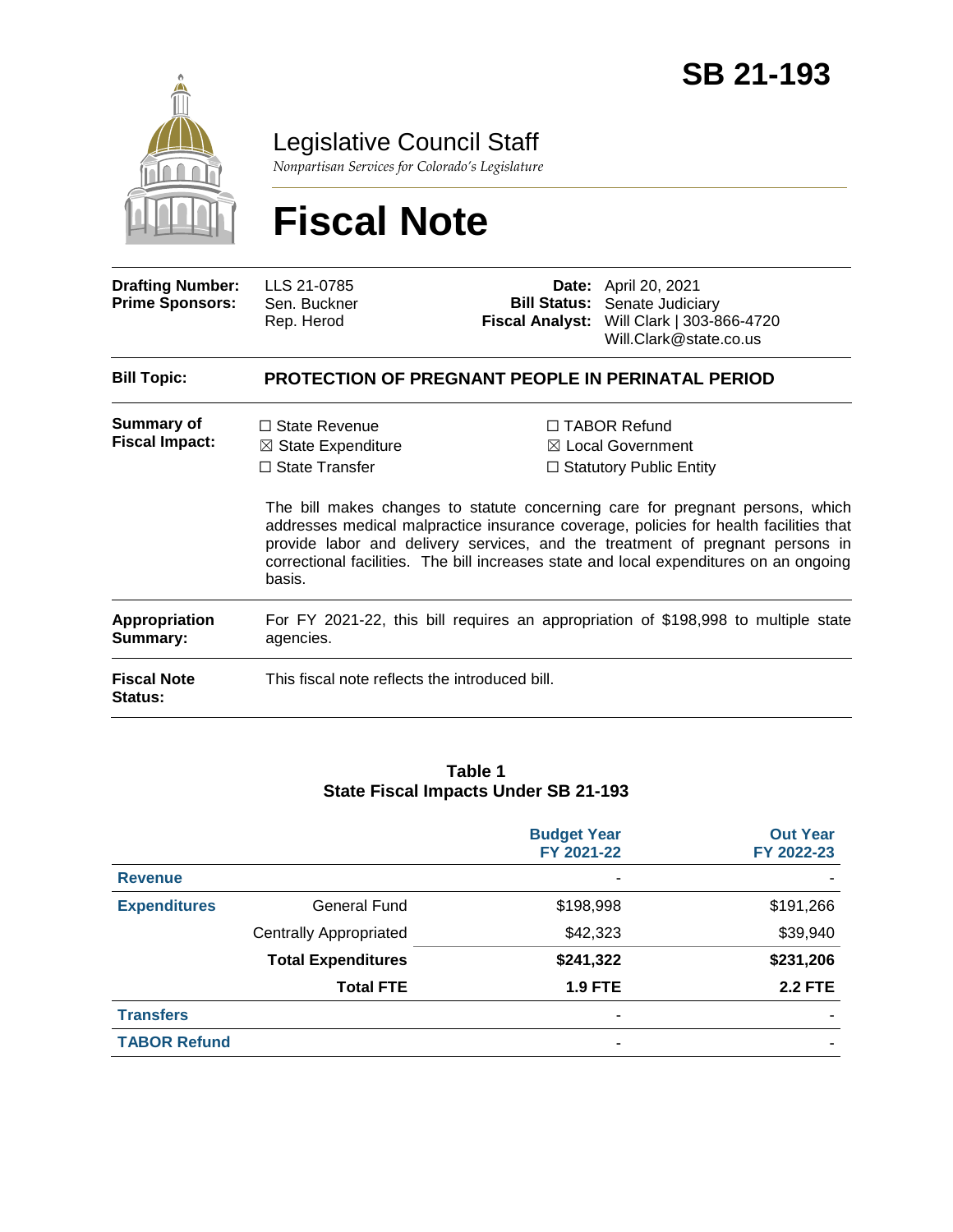# SB 21-193

## Legislative Council Staff

*Nonpartisan Services for Colorado's Legislature*

# Fiscal Note

| | | | |
|---|---|---|---|
| **Drafting Number:** | LLS 21-0785 | **Date:** | April 20, 2021 |
| **Prime Sponsors:** | Sen. Buckner<br>Rep. Herod | **Bill Status:** | Senate Judiciary |
| | | **Fiscal Analyst:** | Will Clark \| 303-866-4720<br>Will.Clark@state.co.us |

**Bill Topic:** **PROTECTION OF PREGNANT PEOPLE IN PERINATAL PERIOD**

**Summary of Fiscal Impact:**

☐ State Revenue
☒ State Expenditure
☐ State Transfer
☐ TABOR Refund
☒ Local Government
☐ Statutory Public Entity

The bill makes changes to statute concerning care for pregnant persons, which addresses medical malpractice insurance coverage, policies for health facilities that provide labor and delivery services, and the treatment of pregnant persons in correctional facilities. The bill increases state and local expenditures on an ongoing basis.

**Appropriation Summary:** For FY 2021-22, this bill requires an appropriation of $198,998 to multiple state agencies.

**Fiscal Note Status:** This fiscal note reflects the introduced bill.

**Table 1**
**State Fiscal Impacts Under SB 21-193**

| | | Budget Year FY 2021-22 | Out Year FY 2022-23 |
|---|---|---|---|
| **Revenue** | | - | - |
| **Expenditures** | General Fund | $198,998 | $191,266 |
| | Centrally Appropriated | $42,323 | $39,940 |
| | **Total Expenditures** | **$241,322** | **$231,206** |
| | **Total FTE** | **1.9 FTE** | **2.2 FTE** |
| **Transfers** | | - | - |
| **TABOR Refund** | | - | - |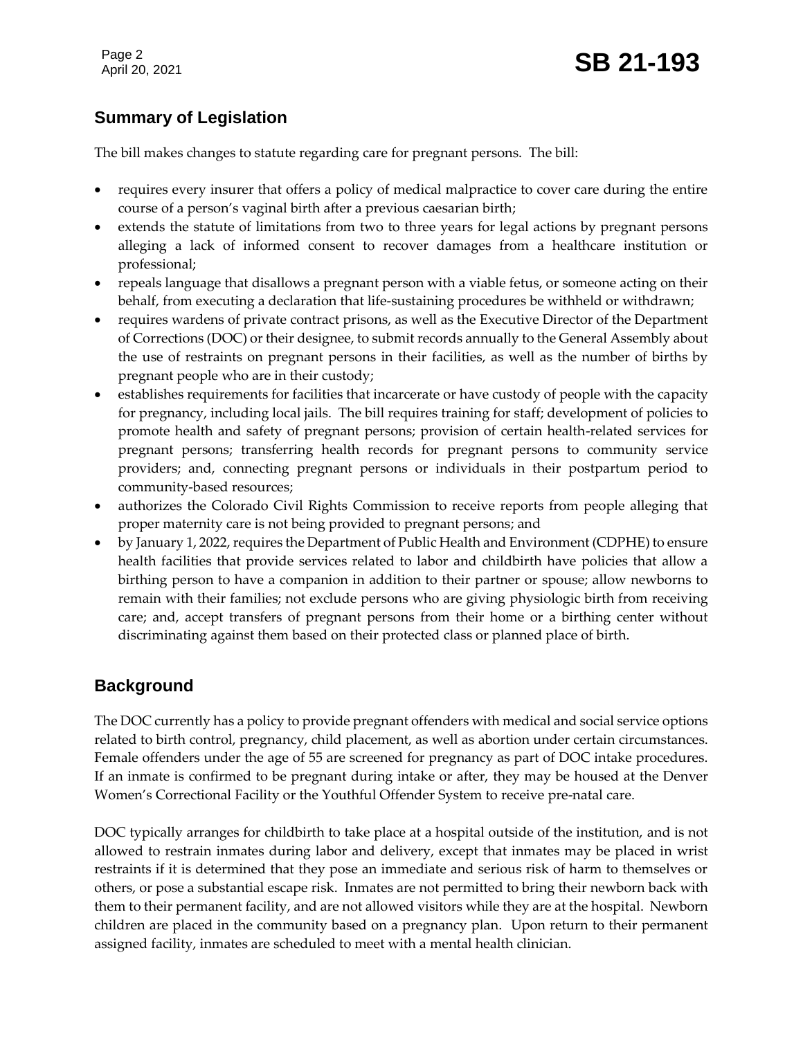## Summary of Legislation

The bill makes changes to statute regarding care for pregnant persons. The bill:

- requires every insurer that offers a policy of medical malpractice to cover care during the entire course of a person's vaginal birth after a previous caesarian birth;
- extends the statute of limitations from two to three years for legal actions by pregnant persons alleging a lack of informed consent to recover damages from a healthcare institution or professional;
- repeals language that disallows a pregnant person with a viable fetus, or someone acting on their behalf, from executing a declaration that life-sustaining procedures be withheld or withdrawn;
- requires wardens of private contract prisons, as well as the Executive Director of the Department of Corrections (DOC) or their designee, to submit records annually to the General Assembly about the use of restraints on pregnant persons in their facilities, as well as the number of births by pregnant people who are in their custody;
- establishes requirements for facilities that incarcerate or have custody of people with the capacity for pregnancy, including local jails. The bill requires training for staff; development of policies to promote health and safety of pregnant persons; provision of certain health-related services for pregnant persons; transferring health records for pregnant persons to community service providers; and, connecting pregnant persons or individuals in their postpartum period to community-based resources;
- authorizes the Colorado Civil Rights Commission to receive reports from people alleging that proper maternity care is not being provided to pregnant persons; and
- by January 1, 2022, requires the Department of Public Health and Environment (CDPHE) to ensure health facilities that provide services related to labor and childbirth have policies that allow a birthing person to have a companion in addition to their partner or spouse; allow newborns to remain with their families; not exclude persons who are giving physiologic birth from receiving care; and, accept transfers of pregnant persons from their home or a birthing center without discriminating against them based on their protected class or planned place of birth.

## Background

The DOC currently has a policy to provide pregnant offenders with medical and social service options related to birth control, pregnancy, child placement, as well as abortion under certain circumstances. Female offenders under the age of 55 are screened for pregnancy as part of DOC intake procedures. If an inmate is confirmed to be pregnant during intake or after, they may be housed at the Denver Women's Correctional Facility or the Youthful Offender System to receive pre-natal care.

DOC typically arranges for childbirth to take place at a hospital outside of the institution, and is not allowed to restrain inmates during labor and delivery, except that inmates may be placed in wrist restraints if it is determined that they pose an immediate and serious risk of harm to themselves or others, or pose a substantial escape risk. Inmates are not permitted to bring their newborn back with them to their permanent facility, and are not allowed visitors while they are at the hospital. Newborn children are placed in the community based on a pregnancy plan. Upon return to their permanent assigned facility, inmates are scheduled to meet with a mental health clinician.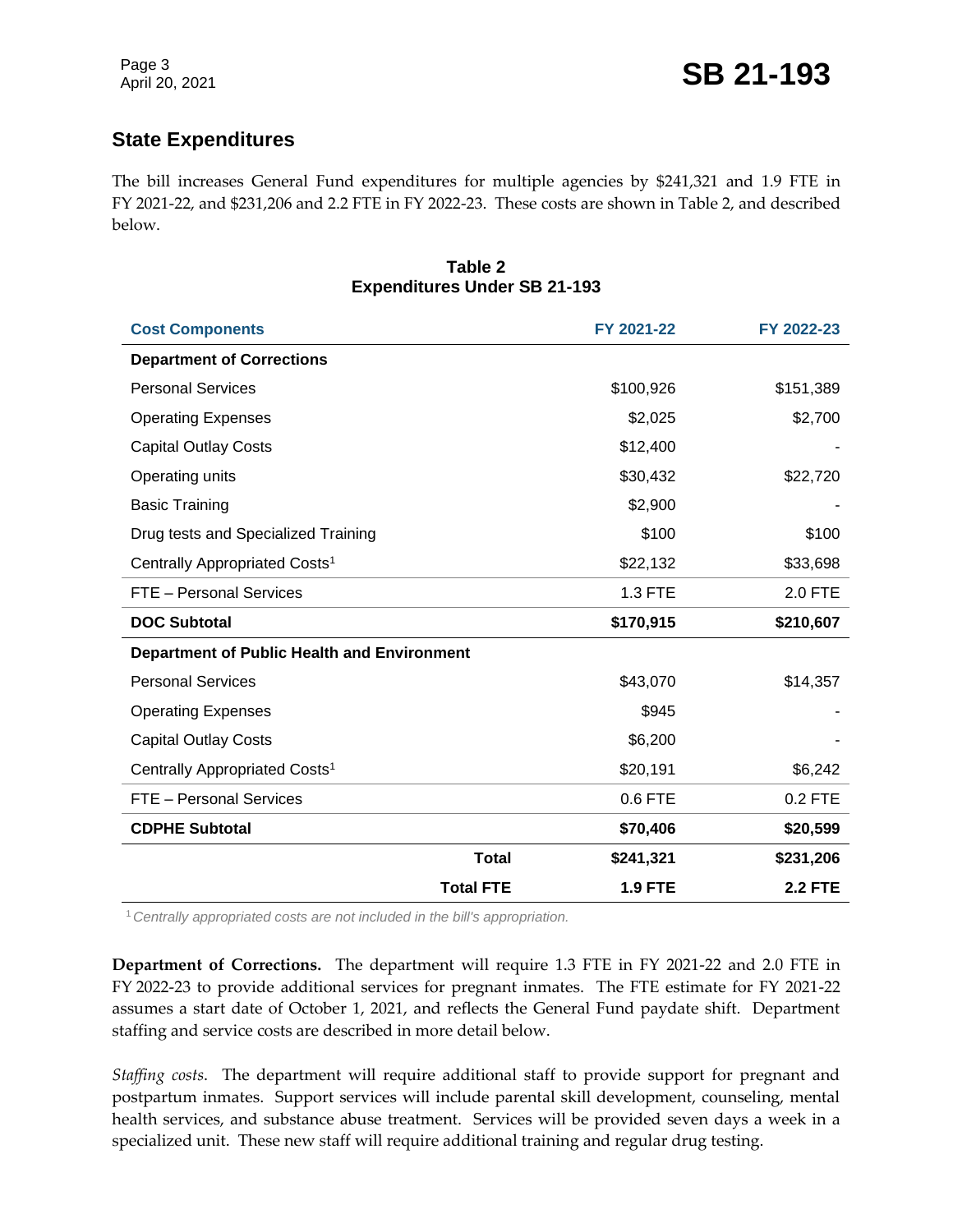## State Expenditures

The bill increases General Fund expenditures for multiple agencies by $241,321 and 1.9 FTE in FY 2021-22, and $231,206 and 2.2 FTE in FY 2022-23. These costs are shown in Table 2, and described below.

**Table 2**
**Expenditures Under SB 21-193**

| Cost Components | FY 2021-22 | FY 2022-23 |
|---|---|---|
| **Department of Corrections** | | |
| Personal Services | $100,926 | $151,389 |
| Operating Expenses | $2,025 | $2,700 |
| Capital Outlay Costs | $12,400 | - |
| Operating units | $30,432 | $22,720 |
| Basic Training | $2,900 | - |
| Drug tests and Specialized Training | $100 | $100 |
| Centrally Appropriated Costs[1] | $22,132 | $33,698 |
| FTE – Personal Services | 1.3 FTE | 2.0 FTE |
| **DOC Subtotal** | **$170,915** | **$210,607** |
| **Department of Public Health and Environment** | | |
| Personal Services | $43,070 | $14,357 |
| Operating Expenses | $945 | - |
| Capital Outlay Costs | $6,200 | - |
| Centrally Appropriated Costs[1] | $20,191 | $6,242 |
| FTE – Personal Services | 0.6 FTE | 0.2 FTE |
| **CDPHE Subtotal** | **$70,406** | **$20,599** |
| **Total** | **$241,321** | **$231,206** |
| **Total FTE** | **1.9 FTE** | **2.2 FTE** |

[1] *Centrally appropriated costs are not included in the bill's appropriation.*

**Department of Corrections.** The department will require 1.3 FTE in FY 2021-22 and 2.0 FTE in FY 2022-23 to provide additional services for pregnant inmates. The FTE estimate for FY 2021-22 assumes a start date of October 1, 2021, and reflects the General Fund paydate shift. Department staffing and service costs are described in more detail below.

*Staffing costs.* The department will require additional staff to provide support for pregnant and postpartum inmates. Support services will include parental skill development, counseling, mental health services, and substance abuse treatment. Services will be provided seven days a week in a specialized unit. These new staff will require additional training and regular drug testing.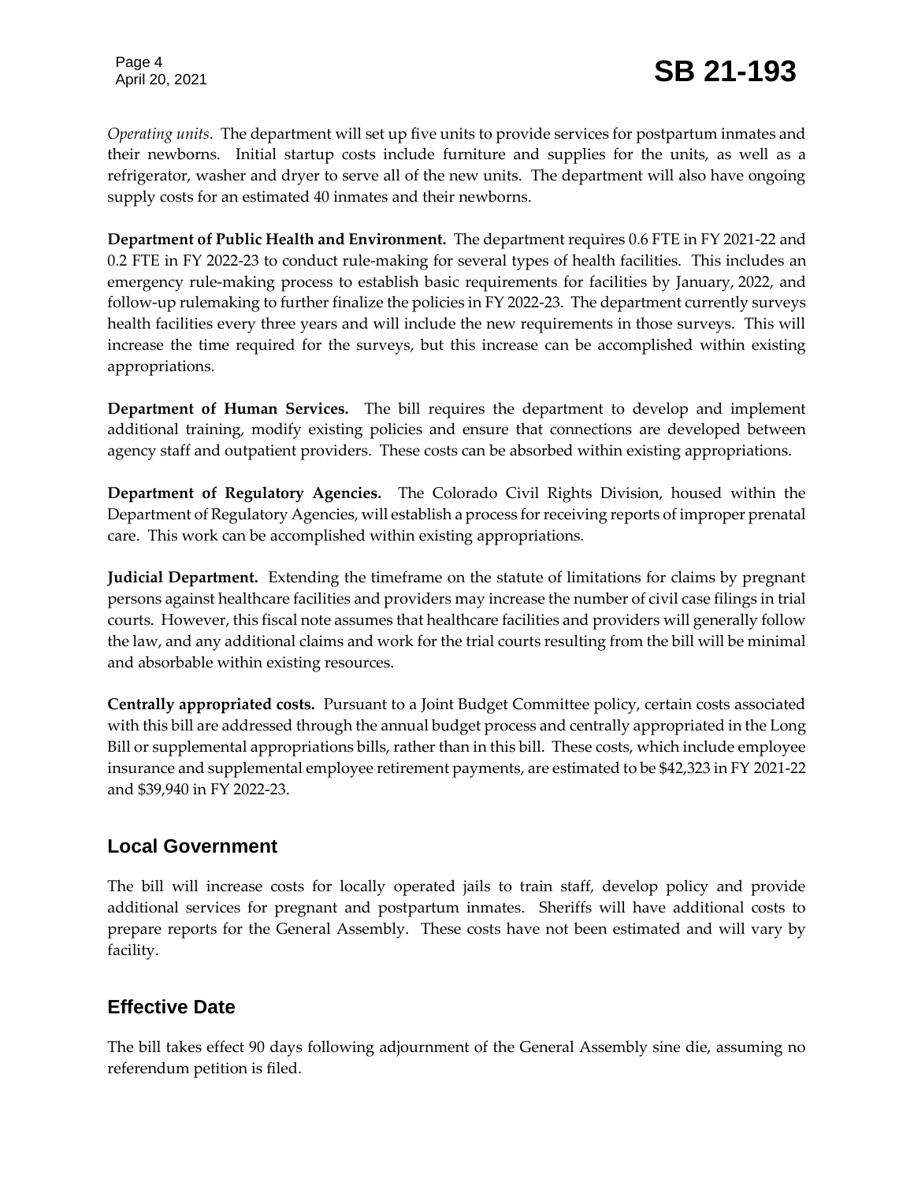*Operating units.* The department will set up five units to provide services for postpartum inmates and their newborns. Initial startup costs include furniture and supplies for the units, as well as a refrigerator, washer and dryer to serve all of the new units. The department will also have ongoing supply costs for an estimated 40 inmates and their newborns.

**Department of Public Health and Environment.** The department requires 0.6 FTE in FY 2021-22 and 0.2 FTE in FY 2022-23 to conduct rule-making for several types of health facilities. This includes an emergency rule-making process to establish basic requirements for facilities by January, 2022, and follow-up rulemaking to further finalize the policies in FY 2022-23. The department currently surveys health facilities every three years and will include the new requirements in those surveys. This will increase the time required for the surveys, but this increase can be accomplished within existing appropriations.

**Department of Human Services.** The bill requires the department to develop and implement additional training, modify existing policies and ensure that connections are developed between agency staff and outpatient providers. These costs can be absorbed within existing appropriations.

**Department of Regulatory Agencies.** The Colorado Civil Rights Division, housed within the Department of Regulatory Agencies, will establish a process for receiving reports of improper prenatal care. This work can be accomplished within existing appropriations.

**Judicial Department.** Extending the timeframe on the statute of limitations for claims by pregnant persons against healthcare facilities and providers may increase the number of civil case filings in trial courts. However, this fiscal note assumes that healthcare facilities and providers will generally follow the law, and any additional claims and work for the trial courts resulting from the bill will be minimal and absorbable within existing resources.

**Centrally appropriated costs.** Pursuant to a Joint Budget Committee policy, certain costs associated with this bill are addressed through the annual budget process and centrally appropriated in the Long Bill or supplemental appropriations bills, rather than in this bill. These costs, which include employee insurance and supplemental employee retirement payments, are estimated to be $42,323 in FY 2021-22 and $39,940 in FY 2022-23.

## Local Government

The bill will increase costs for locally operated jails to train staff, develop policy and provide additional services for pregnant and postpartum inmates. Sheriffs will have additional costs to prepare reports for the General Assembly. These costs have not been estimated and will vary by facility.

## Effective Date

The bill takes effect 90 days following adjournment of the General Assembly sine die, assuming no referendum petition is filed.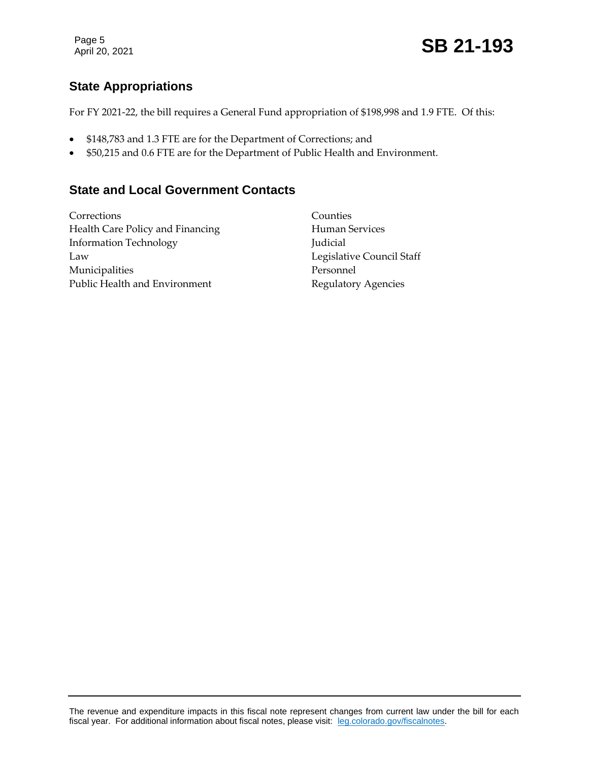## State Appropriations

For FY 2021-22, the bill requires a General Fund appropriation of $198,998 and 1.9 FTE. Of this:

- $148,783 and 1.3 FTE are for the Department of Corrections; and
- $50,215 and 0.6 FTE are for the Department of Public Health and Environment.

## State and Local Government Contacts

| | |
|---|---|
| Corrections | Counties |
| Health Care Policy and Financing | Human Services |
| Information Technology | Judicial |
| Law | Legislative Council Staff |
| Municipalities | Personnel |
| Public Health and Environment | Regulatory Agencies |

The revenue and expenditure impacts in this fiscal note represent changes from current law under the bill for each fiscal year. For additional information about fiscal notes, please visit: leg.colorado.gov/fiscalnotes.